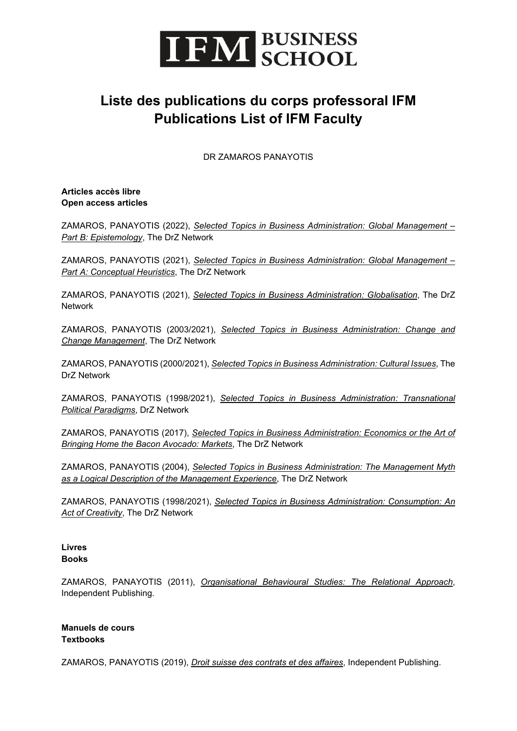IFM BUSINESS SCHOOL

# Liste des publications du corps professoral IFM
# Publications List of IFM Faculty

DR ZAMAROS PANAYOTIS

**Articles accès libre**
**Open access articles**

ZAMAROS, PANAYOTIS (2022), ***Selected Topics in Business Administration: Global Management – Part B: Epistemology***, The DrZ Network

ZAMAROS, PANAYOTIS (2021), ***Selected Topics in Business Administration: Global Management – Part A: Conceptual Heuristics***, The DrZ Network

ZAMAROS, PANAYOTIS (2021), ***Selected Topics in Business Administration: Globalisation***, The DrZ Network

ZAMAROS, PANAYOTIS (2003/2021), ***Selected Topics in Business Administration: Change and Change Management***, The DrZ Network

ZAMAROS, PANAYOTIS (2000/2021), ***Selected Topics in Business Administration: Cultural Issues***, The DrZ Network

ZAMAROS, PANAYOTIS (1998/2021), ***Selected Topics in Business Administration: Transnational Political Paradigms***, DrZ Network

ZAMAROS, PANAYOTIS (2017), ***Selected Topics in Business Administration: Economics or the Art of Bringing Home the Bacon Avocado: Markets***, The DrZ Network

ZAMAROS, PANAYOTIS (2004), ***Selected Topics in Business Administration: The Management Myth as a Logical Description of the Management Experience***, The DrZ Network

ZAMAROS, PANAYOTIS (1998/2021), ***Selected Topics in Business Administration: Consumption: An Act of Creativity***, The DrZ Network

**Livres**
**Books**

ZAMAROS, PANAYOTIS (2011), ***Organisational Behavioural Studies: The Relational Approach***, Independent Publishing.

**Manuels de cours**
**Textbooks**

ZAMAROS, PANAYOTIS (2019), ***Droit suisse des contrats et des affaires***, Independent Publishing.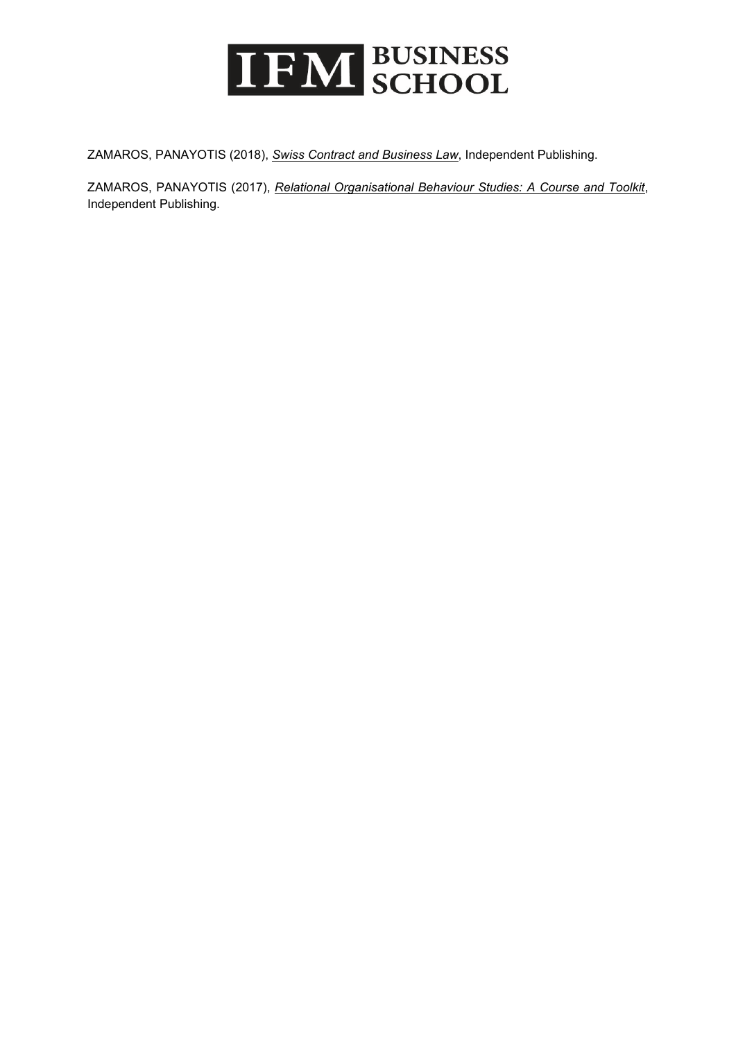ZAMAROS, PANAYOTIS (2018), ***Swiss Contract and Business Law***, Independent Publishing.

ZAMAROS, PANAYOTIS (2017), ***Relational Organisational Behaviour Studies: A Course and Toolkit***, Independent Publishing.